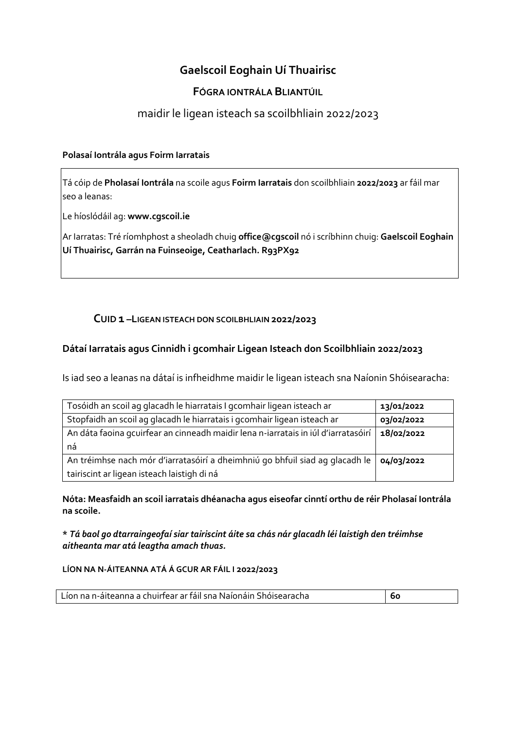# Gaelscoil Eoghain Uí Thuairisc

## FÓGRA IONTRÁLA BLIANTÚIL

### maidir le ligean isteach sa scoilbhliain 2022/2023

**Polasaí Iontrála agus Foirm Iarratais**

Tá cóip de **Pholasaí Iontrála** na scoile agus **Foirm Iarratais** don scoilbhliain **2022/2023** ar fáil mar seo a leanas:

Le híoslódáil ag: **www.cgscoil.ie**

Ar Iarratas: Tré ríomhphost a sheoladh chuig **office@cgscoil** nó i scríbhinn chuig: **Gaelscoil Eoghain Uí Thuairisc, Garrán na Fuinseoige, Ceatharlach. R93PX92**

## CUID 1 –LIGEAN ISTEACH DON SCOILBHLIAIN 2022/2023

### Dátaí Iarratais agus Cinnidh i gcomhair Ligean Isteach don Scoilbhliain 2022/2023

Is iad seo a leanas na dátaí is infheidhme maidir le ligean isteach sna Naíonin Shóisearacha:

| | |
|---|---|
| Tosóidh an scoil ag glacadh le hiarratais I gcomhair ligean isteach ar | **13/01/2022** |
| Stopfaidh an scoil ag glacadh le hiarratais i gcomhair ligean isteach ar | **03/02/2022** |
| An dáta faoina gcuirfear an cinneadh maidir lena n-iarratais in iúl d'iarratasóirí ná | **18/02/2022** |
| An tréimhse nach mór d'iarratasóirí a dheimhniú go bhfuil siad ag glacadh le tairiscint ar ligean isteach laistigh di ná | **04/03/2022** |

**Nóta: Measfaidh an scoil iarratais dhéanacha agus eiseofar cinntí orthu de réir Pholasaí Iontrála na scoile.**

*** *Tá baol go dtarraingeofaí siar tairiscint áite sa chás nár glacadh léi laistigh den tréimhse aitheanta mar atá leagtha amach thuas.***

**LÍON NA N-ÁITEANNA ATÁ Á GCUR AR FÁIL I 2022/2023**

| | |
|---|---|
| Líon na n-áiteanna a chuirfear ar fáil sna Naíonáin Shóisearacha | **60** |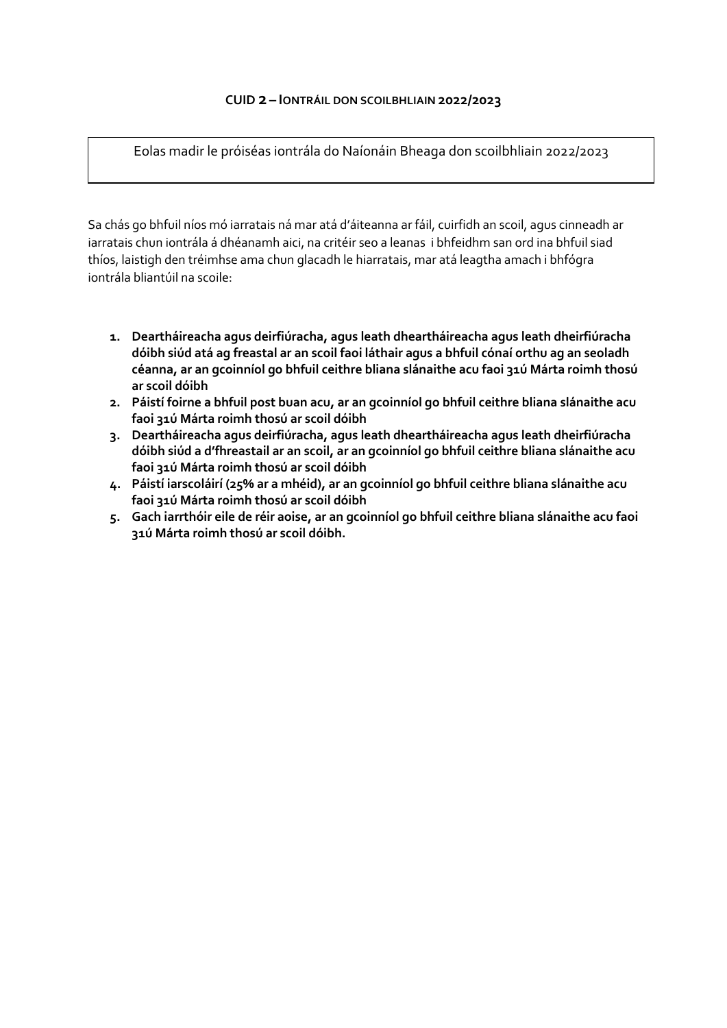## CUID 2 – IONTRÁIL DON SCOILBHLIAIN 2022/2023

Eolas madir le próiséas iontrála do Naíonáin Bheaga don scoilbhliain 2022/2023

Sa chás go bhfuil níos mó iarratais ná mar atá d'áiteanna ar fáil, cuirfidh an scoil, agus cinneadh ar iarratais chun iontrála á dhéanamh aici, na critéir seo a leanas i bhfeidhm san ord ina bhfuil siad thíos, laistigh den tréimhse ama chun glacadh le hiarratais, mar atá leagtha amach i bhfógra iontrála bliantúil na scoile:

1. **Deartháireacha agus deirfiúracha, agus leath dheartháireacha agus leath dheirfiúracha dóibh siúd atá ag freastal ar an scoil faoi láthair agus a bhfuil cónaí orthu ag an seoladh céanna, ar an gcoinníol go bhfuil ceithre bliana slánaithe acu faoi 31ú Márta roimh thosú ar scoil dóibh**
2. **Páistí foirne a bhfuil post buan acu, ar an gcoinníol go bhfuil ceithre bliana slánaithe acu faoi 31ú Márta roimh thosú ar scoil dóibh**
3. **Deartháireacha agus deirfiúracha, agus leath dheartháireacha agus leath dheirfiúracha dóibh siúd a d'fhreastail ar an scoil, ar an gcoinníol go bhfuil ceithre bliana slánaithe acu faoi 31ú Márta roimh thosú ar scoil dóibh**
4. **Páistí iarscoláirí (25% ar a mhéid), ar an gcoinníol go bhfuil ceithre bliana slánaithe acu faoi 31ú Márta roimh thosú ar scoil dóibh**
5. **Gach iarrthóir eile de réir aoise, ar an gcoinníol go bhfuil ceithre bliana slánaithe acu faoi 31ú Márta roimh thosú ar scoil dóibh.**